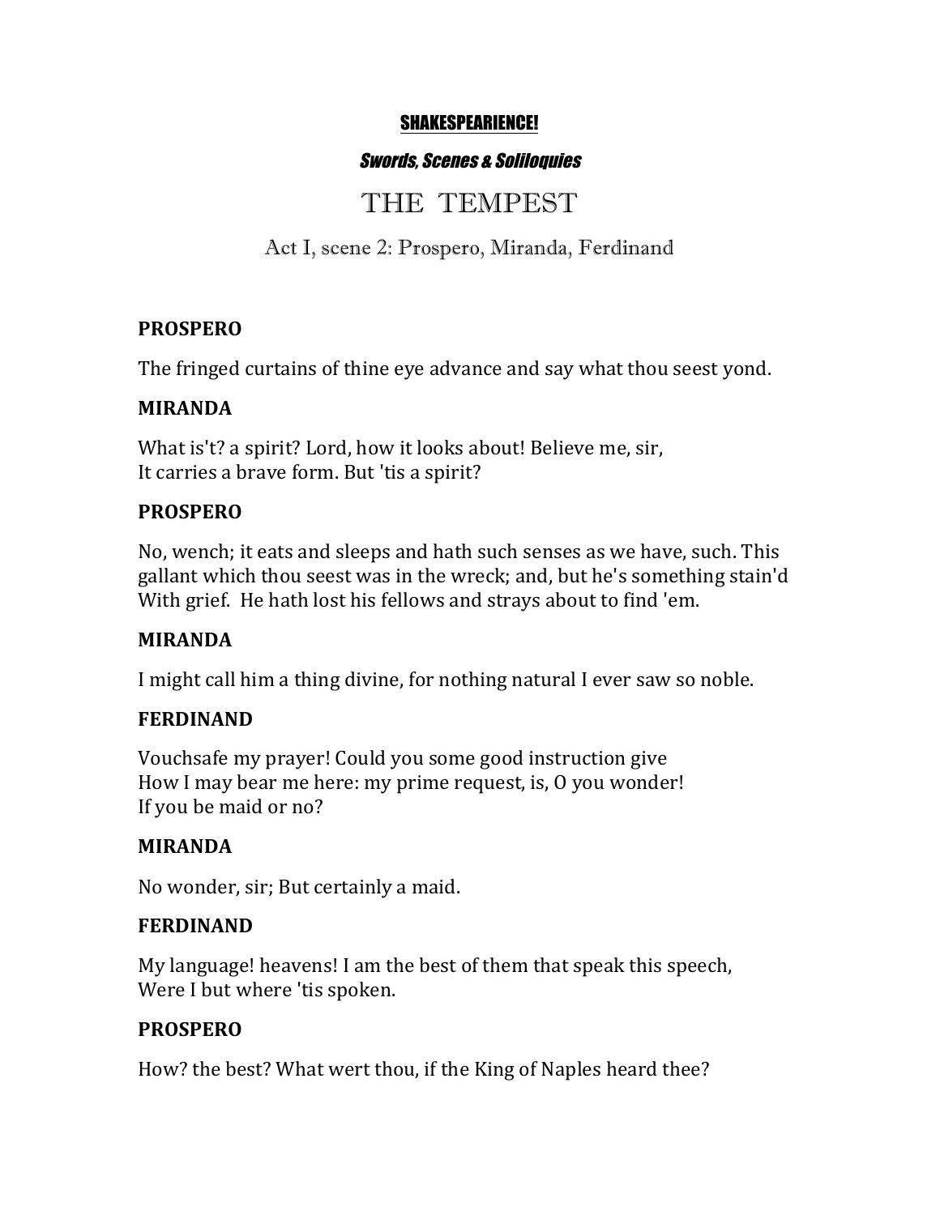**SHAKESPEARIENCE!**

***Swords, Scenes & Soliloquies***

# THE TEMPEST

## Act I, scene 2: Prospero, Miranda, Ferdinand

**PROSPERO**

The fringed curtains of thine eye advance and say what thou seest yond.

**MIRANDA**

What is't? a spirit? Lord, how it looks about! Believe me, sir,
It carries a brave form. But 'tis a spirit?

**PROSPERO**

No, wench; it eats and sleeps and hath such senses as we have, such. This gallant which thou seest was in the wreck; and, but he's something stain'd With grief. He hath lost his fellows and strays about to find 'em.

**MIRANDA**

I might call him a thing divine, for nothing natural I ever saw so noble.

**FERDINAND**

Vouchsafe my prayer! Could you some good instruction give
How I may bear me here: my prime request, is, O you wonder!
If you be maid or no?

**MIRANDA**

No wonder, sir; But certainly a maid.

**FERDINAND**

My language! heavens! I am the best of them that speak this speech,
Were I but where 'tis spoken.

**PROSPERO**

How? the best? What wert thou, if the King of Naples heard thee?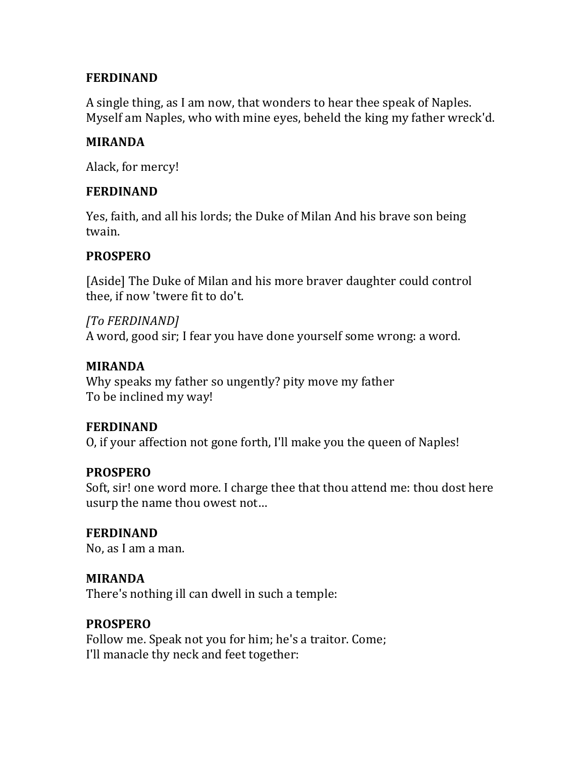**FERDINAND**

A single thing, as I am now, that wonders to hear thee speak of Naples. Myself am Naples, who with mine eyes, beheld the king my father wreck'd.

**MIRANDA**

Alack, for mercy!

**FERDINAND**

Yes, faith, and all his lords; the Duke of Milan And his brave son being twain.

**PROSPERO**

[Aside] The Duke of Milan and his more braver daughter could control thee, if now 'twere fit to do't.

*[To FERDINAND]*
A word, good sir; I fear you have done yourself some wrong: a word.

**MIRANDA**
Why speaks my father so ungently? pity move my father
To be inclined my way!

**FERDINAND**
O, if your affection not gone forth, I'll make you the queen of Naples!

**PROSPERO**
Soft, sir! one word more. I charge thee that thou attend me: thou dost here usurp the name thou owest not…

**FERDINAND**
No, as I am a man.

**MIRANDA**
There's nothing ill can dwell in such a temple:

**PROSPERO**
Follow me. Speak not you for him; he's a traitor. Come;
I'll manacle thy neck and feet together: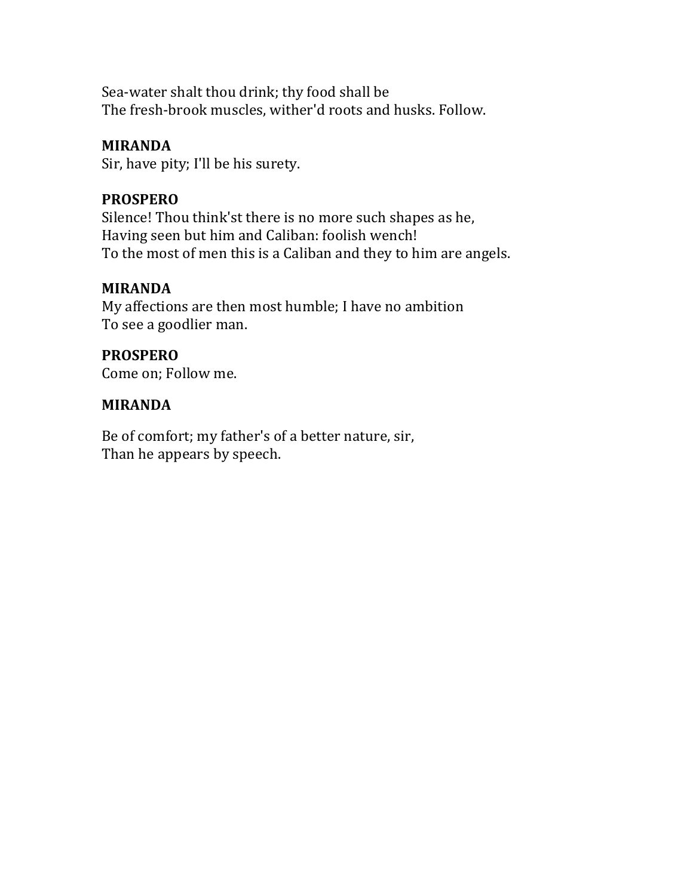Sea-water shalt thou drink; thy food shall be
The fresh-brook muscles, wither'd roots and husks. Follow.

**MIRANDA**
Sir, have pity; I'll be his surety.

**PROSPERO**
Silence! Thou think'st there is no more such shapes as he,
Having seen but him and Caliban: foolish wench!
To the most of men this is a Caliban and they to him are angels.

**MIRANDA**
My affections are then most humble; I have no ambition
To see a goodlier man.

**PROSPERO**
Come on; Follow me.

**MIRANDA**

Be of comfort; my father's of a better nature, sir,
Than he appears by speech.